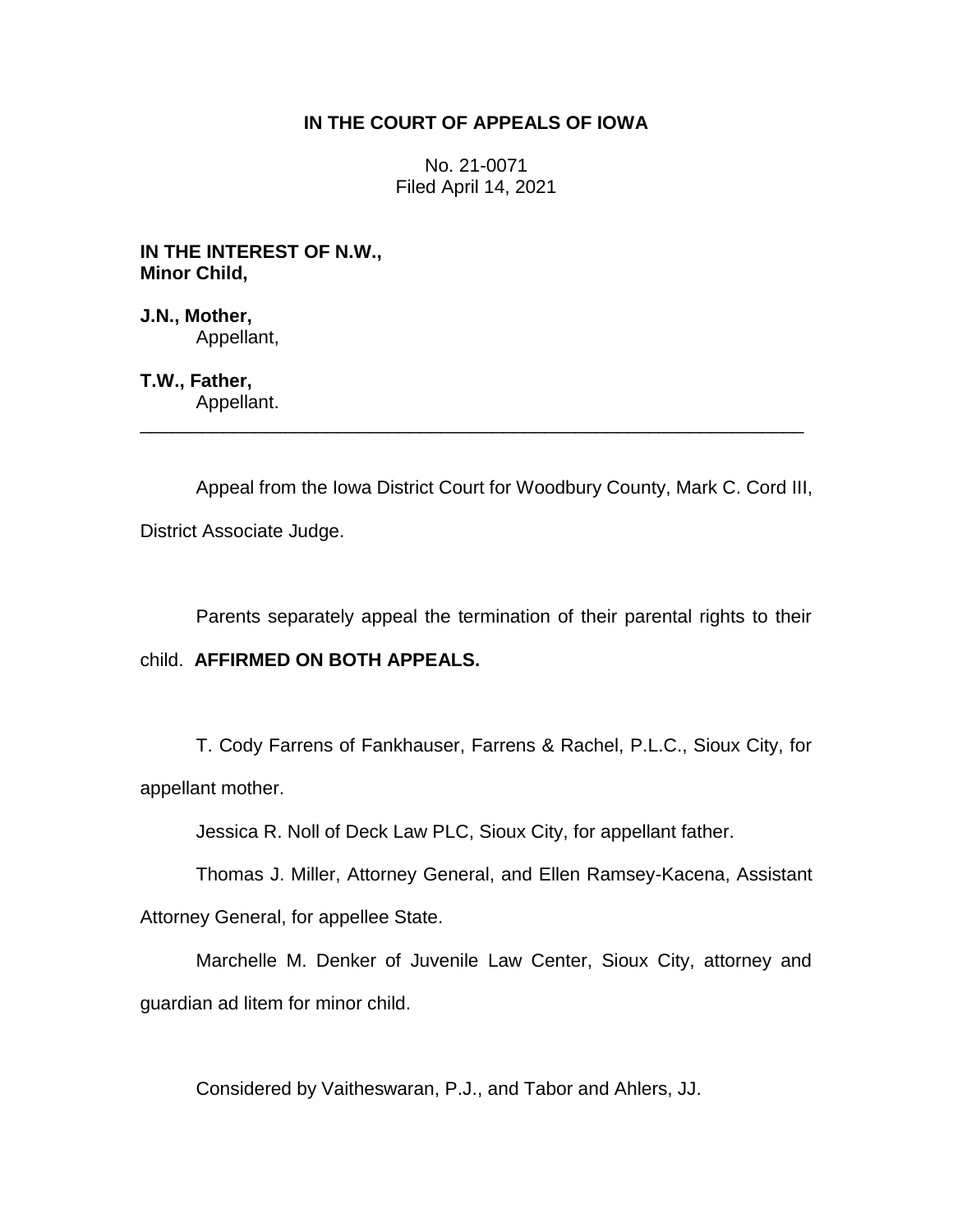**IN THE COURT OF APPEALS OF IOWA**

No. 21-0071
Filed April 14, 2021

**IN THE INTEREST OF N.W.,**
**Minor Child,**

**J.N., Mother,**
Appellant,

**T.W., Father,**
Appellant.

---

Appeal from the Iowa District Court for Woodbury County, Mark C. Cord III, District Associate Judge.

Parents separately appeal the termination of their parental rights to their child. **AFFIRMED ON BOTH APPEALS.**

T. Cody Farrens of Fankhauser, Farrens & Rachel, P.L.C., Sioux City, for appellant mother.

Jessica R. Noll of Deck Law PLC, Sioux City, for appellant father.

Thomas J. Miller, Attorney General, and Ellen Ramsey-Kacena, Assistant Attorney General, for appellee State.

Marchelle M. Denker of Juvenile Law Center, Sioux City, attorney and guardian ad litem for minor child.

Considered by Vaitheswaran, P.J., and Tabor and Ahlers, JJ.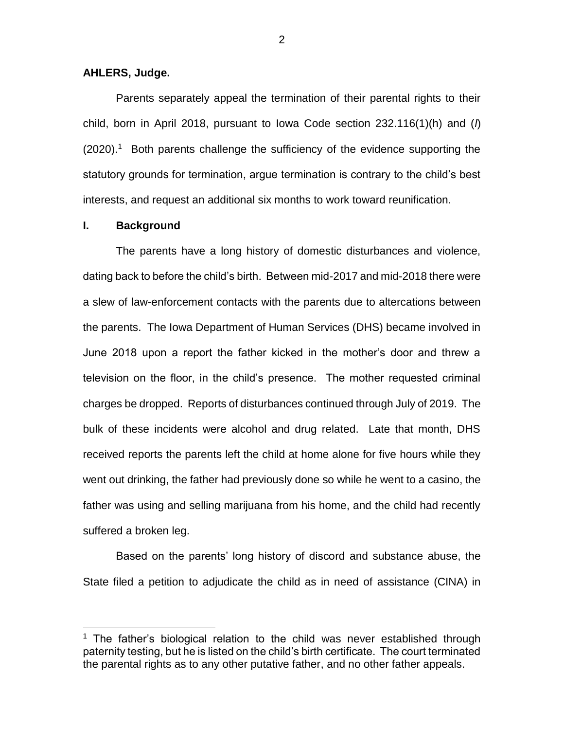**AHLERS, Judge.**

Parents separately appeal the termination of their parental rights to their child, born in April 2018, pursuant to Iowa Code section 232.116(1)(h) and (*l*) (2020).[1] Both parents challenge the sufficiency of the evidence supporting the statutory grounds for termination, argue termination is contrary to the child's best interests, and request an additional six months to work toward reunification.

## I. Background

The parents have a long history of domestic disturbances and violence, dating back to before the child's birth. Between mid-2017 and mid-2018 there were a slew of law-enforcement contacts with the parents due to altercations between the parents. The Iowa Department of Human Services (DHS) became involved in June 2018 upon a report the father kicked in the mother's door and threw a television on the floor, in the child's presence. The mother requested criminal charges be dropped. Reports of disturbances continued through July of 2019. The bulk of these incidents were alcohol and drug related. Late that month, DHS received reports the parents left the child at home alone for five hours while they went out drinking, the father had previously done so while he went to a casino, the father was using and selling marijuana from his home, and the child had recently suffered a broken leg.

Based on the parents' long history of discord and substance abuse, the State filed a petition to adjudicate the child as in need of assistance (CINA) in

[1] The father's biological relation to the child was never established through paternity testing, but he is listed on the child's birth certificate. The court terminated the parental rights as to any other putative father, and no other father appeals.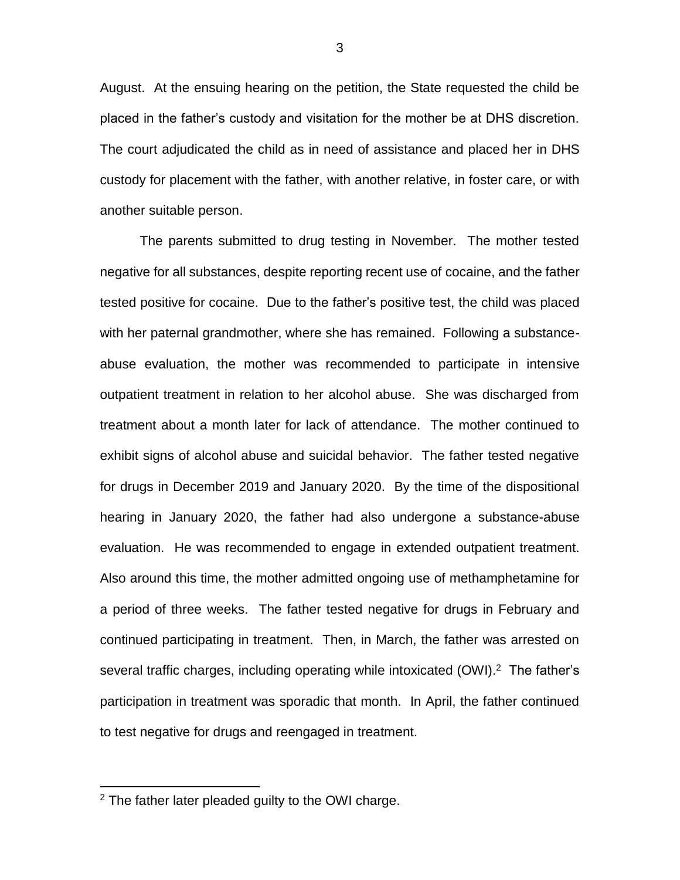August. At the ensuing hearing on the petition, the State requested the child be placed in the father's custody and visitation for the mother be at DHS discretion. The court adjudicated the child as in need of assistance and placed her in DHS custody for placement with the father, with another relative, in foster care, or with another suitable person.

The parents submitted to drug testing in November. The mother tested negative for all substances, despite reporting recent use of cocaine, and the father tested positive for cocaine. Due to the father's positive test, the child was placed with her paternal grandmother, where she has remained. Following a substance-abuse evaluation, the mother was recommended to participate in intensive outpatient treatment in relation to her alcohol abuse. She was discharged from treatment about a month later for lack of attendance. The mother continued to exhibit signs of alcohol abuse and suicidal behavior. The father tested negative for drugs in December 2019 and January 2020. By the time of the dispositional hearing in January 2020, the father had also undergone a substance-abuse evaluation. He was recommended to engage in extended outpatient treatment. Also around this time, the mother admitted ongoing use of methamphetamine for a period of three weeks. The father tested negative for drugs in February and continued participating in treatment. Then, in March, the father was arrested on several traffic charges, including operating while intoxicated (OWI).[2] The father's participation in treatment was sporadic that month. In April, the father continued to test negative for drugs and reengaged in treatment.

[2] The father later pleaded guilty to the OWI charge.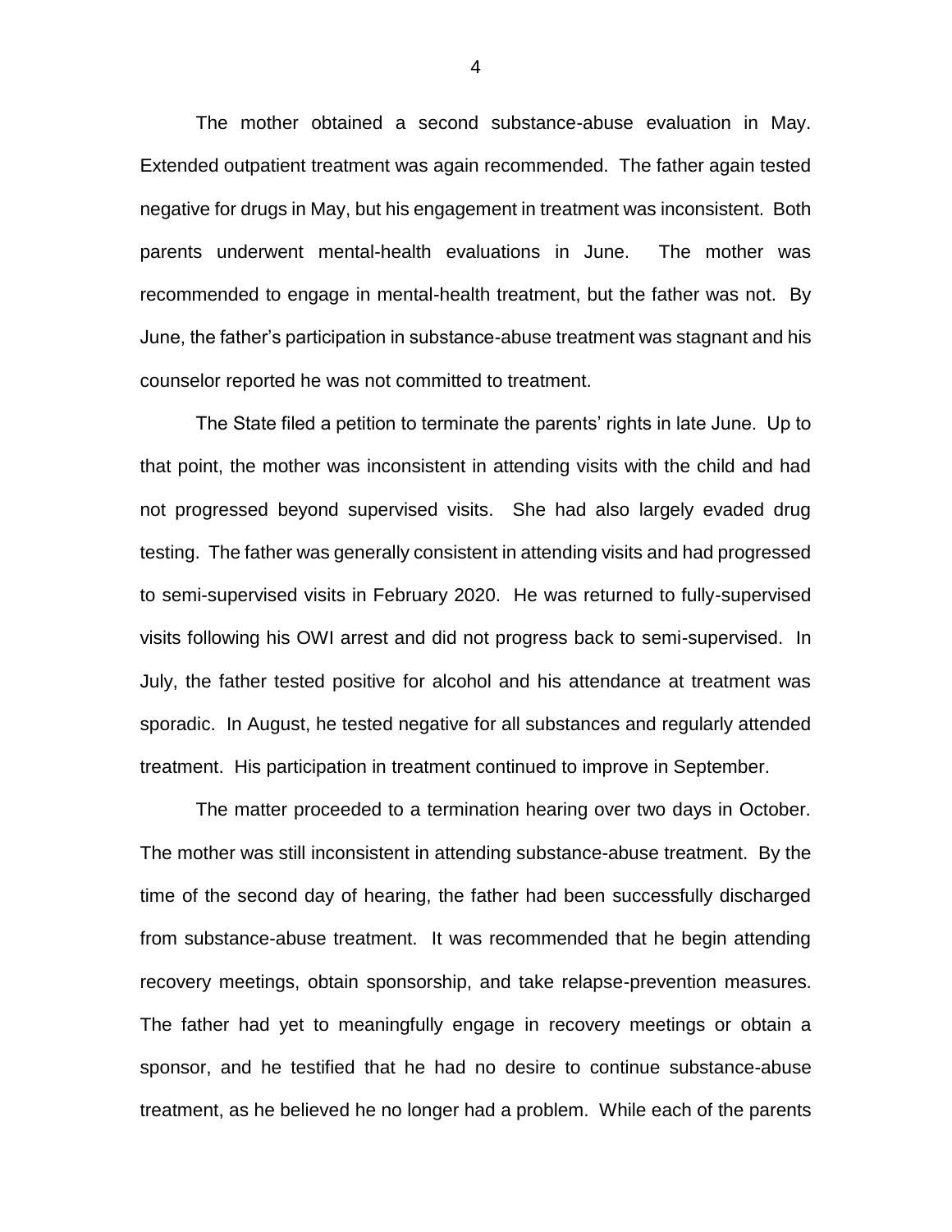The mother obtained a second substance-abuse evaluation in May. Extended outpatient treatment was again recommended. The father again tested negative for drugs in May, but his engagement in treatment was inconsistent. Both parents underwent mental-health evaluations in June. The mother was recommended to engage in mental-health treatment, but the father was not. By June, the father's participation in substance-abuse treatment was stagnant and his counselor reported he was not committed to treatment.

The State filed a petition to terminate the parents' rights in late June. Up to that point, the mother was inconsistent in attending visits with the child and had not progressed beyond supervised visits. She had also largely evaded drug testing. The father was generally consistent in attending visits and had progressed to semi-supervised visits in February 2020. He was returned to fully-supervised visits following his OWI arrest and did not progress back to semi-supervised. In July, the father tested positive for alcohol and his attendance at treatment was sporadic. In August, he tested negative for all substances and regularly attended treatment. His participation in treatment continued to improve in September.

The matter proceeded to a termination hearing over two days in October. The mother was still inconsistent in attending substance-abuse treatment. By the time of the second day of hearing, the father had been successfully discharged from substance-abuse treatment. It was recommended that he begin attending recovery meetings, obtain sponsorship, and take relapse-prevention measures. The father had yet to meaningfully engage in recovery meetings or obtain a sponsor, and he testified that he had no desire to continue substance-abuse treatment, as he believed he no longer had a problem. While each of the parents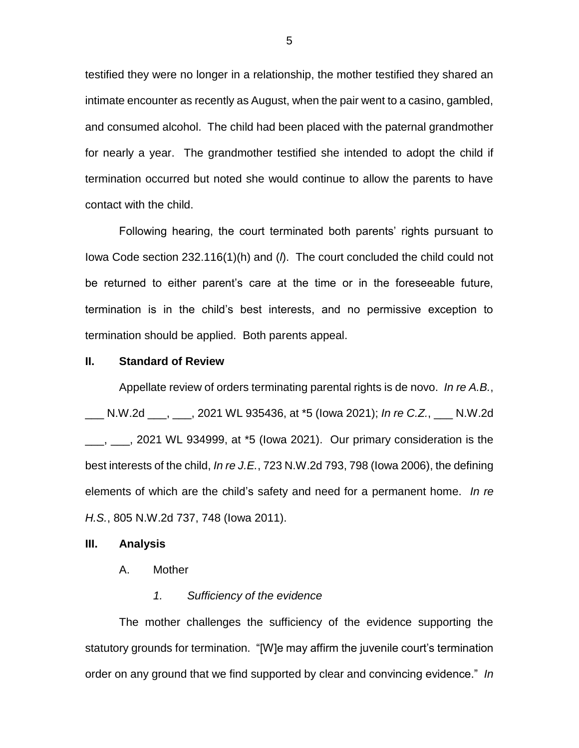testified they were no longer in a relationship, the mother testified they shared an intimate encounter as recently as August, when the pair went to a casino, gambled, and consumed alcohol. The child had been placed with the paternal grandmother for nearly a year. The grandmother testified she intended to adopt the child if termination occurred but noted she would continue to allow the parents to have contact with the child.

Following hearing, the court terminated both parents' rights pursuant to Iowa Code section 232.116(1)(h) and (*l*). The court concluded the child could not be returned to either parent's care at the time or in the foreseeable future, termination is in the child's best interests, and no permissive exception to termination should be applied. Both parents appeal.

## II. Standard of Review

Appellate review of orders terminating parental rights is de novo. *In re A.B.*, ___ N.W.2d ___, ___, 2021 WL 935436, at *5 (Iowa 2021); *In re C.Z.*, ___ N.W.2d ___, ___, 2021 WL 934999, at *5 (Iowa 2021). Our primary consideration is the best interests of the child, *In re J.E.*, 723 N.W.2d 793, 798 (Iowa 2006), the defining elements of which are the child's safety and need for a permanent home. *In re H.S.*, 805 N.W.2d 737, 748 (Iowa 2011).

## III. Analysis

### A. Mother

#### *1. Sufficiency of the evidence*

The mother challenges the sufficiency of the evidence supporting the statutory grounds for termination. "[W]e may affirm the juvenile court's termination order on any ground that we find supported by clear and convincing evidence." *In*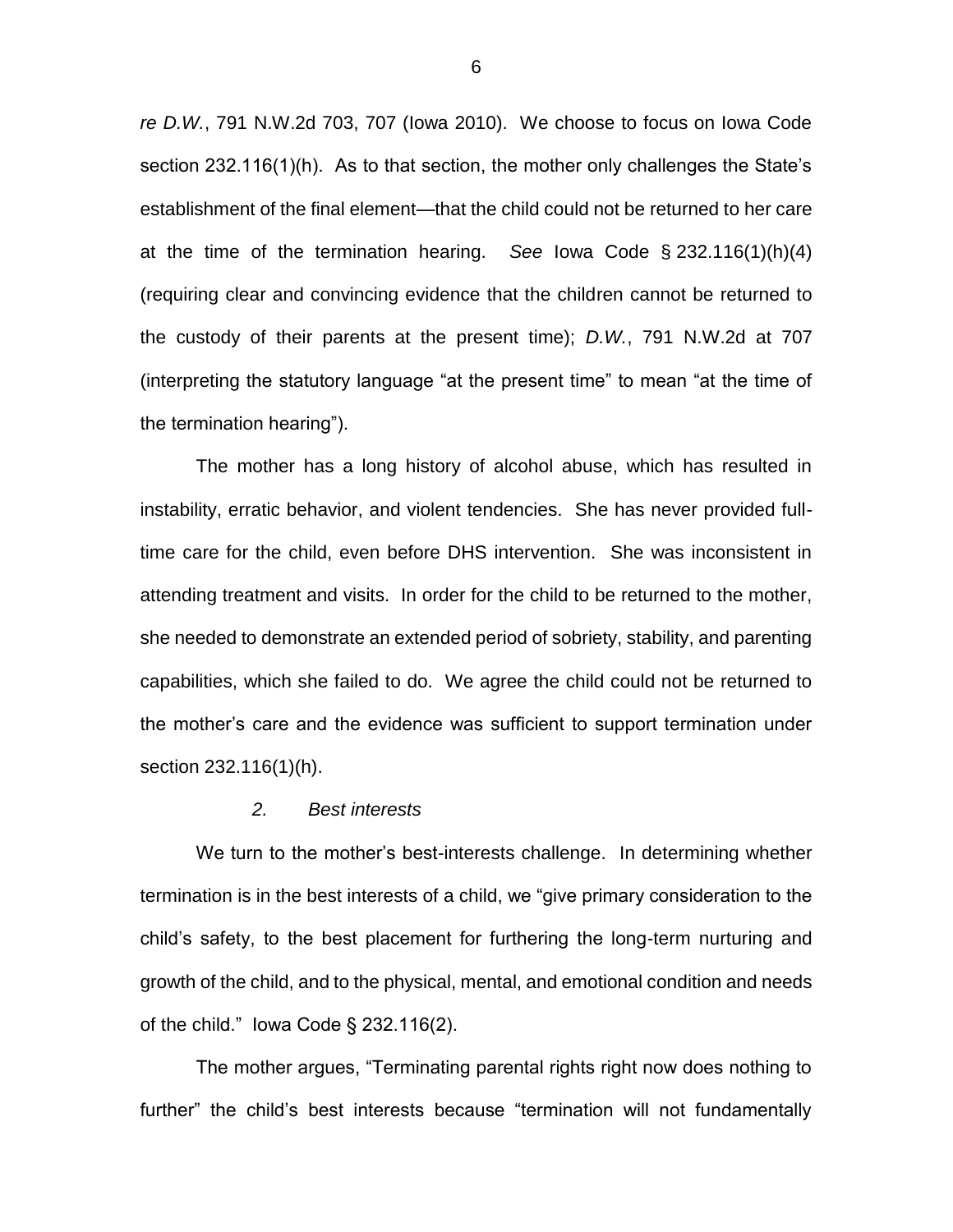*re D.W.*, 791 N.W.2d 703, 707 (Iowa 2010). We choose to focus on Iowa Code section 232.116(1)(h). As to that section, the mother only challenges the State's establishment of the final element—that the child could not be returned to her care at the time of the termination hearing. *See* Iowa Code § 232.116(1)(h)(4) (requiring clear and convincing evidence that the children cannot be returned to the custody of their parents at the present time); *D.W.*, 791 N.W.2d at 707 (interpreting the statutory language "at the present time" to mean "at the time of the termination hearing").

The mother has a long history of alcohol abuse, which has resulted in instability, erratic behavior, and violent tendencies. She has never provided full-time care for the child, even before DHS intervention. She was inconsistent in attending treatment and visits. In order for the child to be returned to the mother, she needed to demonstrate an extended period of sobriety, stability, and parenting capabilities, which she failed to do. We agree the child could not be returned to the mother's care and the evidence was sufficient to support termination under section 232.116(1)(h).

*2. Best interests*

We turn to the mother's best-interests challenge. In determining whether termination is in the best interests of a child, we "give primary consideration to the child's safety, to the best placement for furthering the long-term nurturing and growth of the child, and to the physical, mental, and emotional condition and needs of the child." Iowa Code § 232.116(2).

The mother argues, "Terminating parental rights right now does nothing to further" the child's best interests because "termination will not fundamentally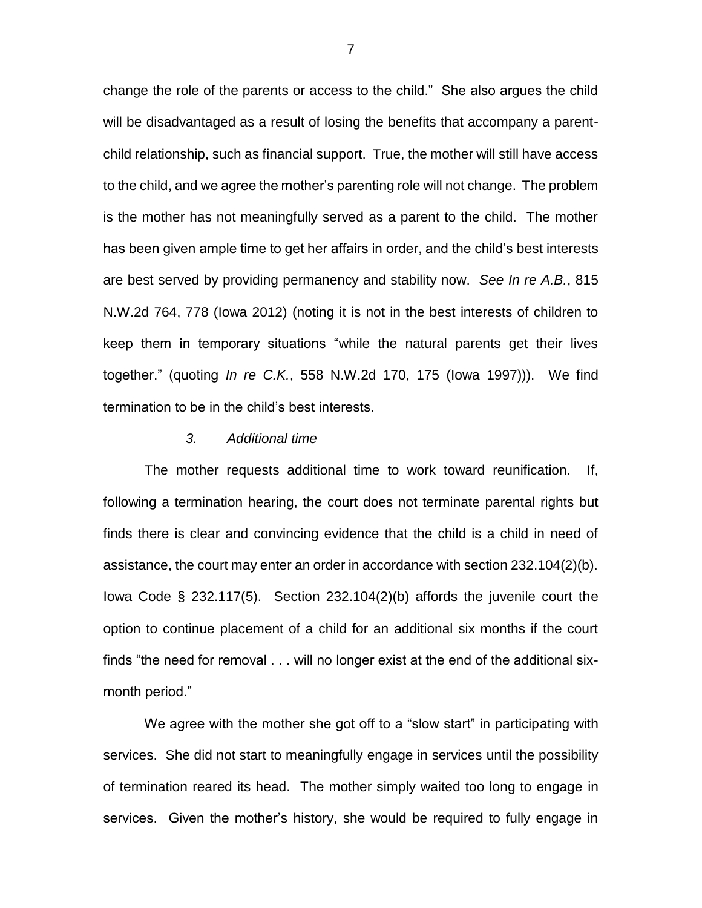change the role of the parents or access to the child." She also argues the child will be disadvantaged as a result of losing the benefits that accompany a parent-child relationship, such as financial support. True, the mother will still have access to the child, and we agree the mother's parenting role will not change. The problem is the mother has not meaningfully served as a parent to the child. The mother has been given ample time to get her affairs in order, and the child's best interests are best served by providing permanency and stability now. *See In re A.B.*, 815 N.W.2d 764, 778 (Iowa 2012) (noting it is not in the best interests of children to keep them in temporary situations "while the natural parents get their lives together." (quoting *In re C.K.*, 558 N.W.2d 170, 175 (Iowa 1997))). We find termination to be in the child's best interests.

### *3. Additional time*

The mother requests additional time to work toward reunification. If, following a termination hearing, the court does not terminate parental rights but finds there is clear and convincing evidence that the child is a child in need of assistance, the court may enter an order in accordance with section 232.104(2)(b). Iowa Code § 232.117(5). Section 232.104(2)(b) affords the juvenile court the option to continue placement of a child for an additional six months if the court finds "the need for removal . . . will no longer exist at the end of the additional six-month period."

We agree with the mother she got off to a "slow start" in participating with services. She did not start to meaningfully engage in services until the possibility of termination reared its head. The mother simply waited too long to engage in services. Given the mother's history, she would be required to fully engage in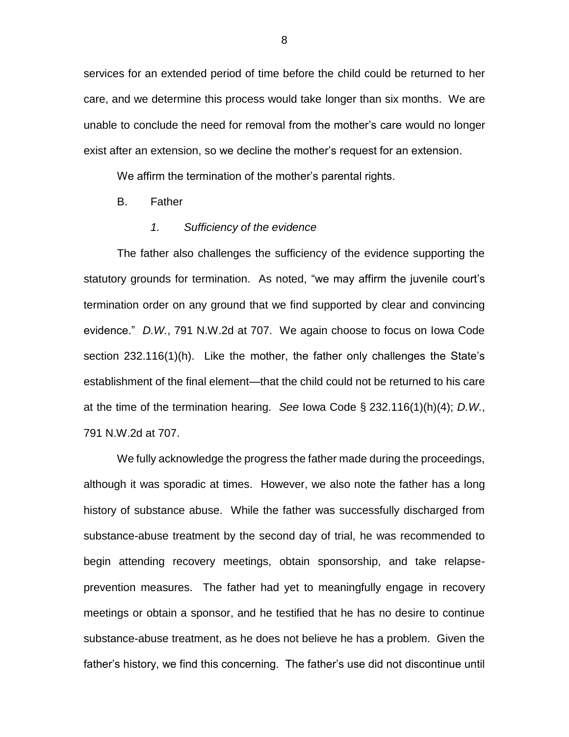services for an extended period of time before the child could be returned to her care, and we determine this process would take longer than six months. We are unable to conclude the need for removal from the mother's care would no longer exist after an extension, so we decline the mother's request for an extension.

We affirm the termination of the mother's parental rights.

B. Father

*1. Sufficiency of the evidence*

The father also challenges the sufficiency of the evidence supporting the statutory grounds for termination. As noted, "we may affirm the juvenile court's termination order on any ground that we find supported by clear and convincing evidence." *D.W.*, 791 N.W.2d at 707. We again choose to focus on Iowa Code section 232.116(1)(h). Like the mother, the father only challenges the State's establishment of the final element—that the child could not be returned to his care at the time of the termination hearing. *See* Iowa Code § 232.116(1)(h)(4); *D.W.*, 791 N.W.2d at 707.

We fully acknowledge the progress the father made during the proceedings, although it was sporadic at times. However, we also note the father has a long history of substance abuse. While the father was successfully discharged from substance-abuse treatment by the second day of trial, he was recommended to begin attending recovery meetings, obtain sponsorship, and take relapse-prevention measures. The father had yet to meaningfully engage in recovery meetings or obtain a sponsor, and he testified that he has no desire to continue substance-abuse treatment, as he does not believe he has a problem. Given the father's history, we find this concerning. The father's use did not discontinue until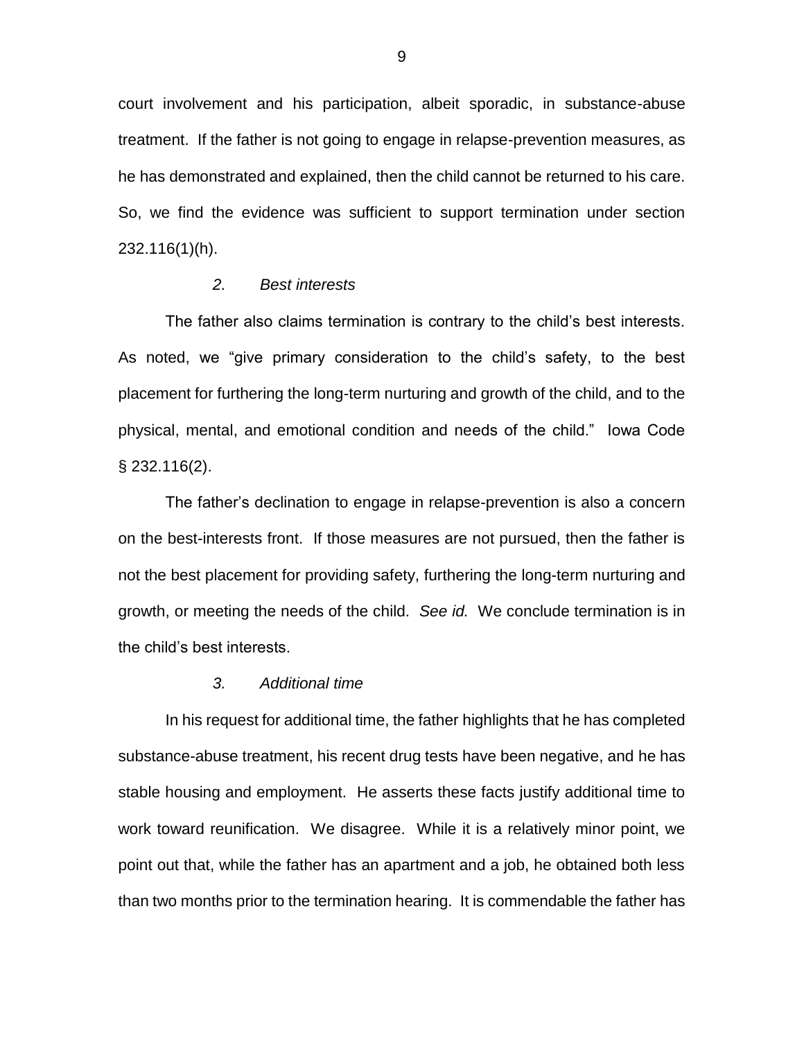court involvement and his participation, albeit sporadic, in substance-abuse treatment. If the father is not going to engage in relapse-prevention measures, as he has demonstrated and explained, then the child cannot be returned to his care. So, we find the evidence was sufficient to support termination under section 232.116(1)(h).

### *2. Best interests*

The father also claims termination is contrary to the child's best interests. As noted, we "give primary consideration to the child's safety, to the best placement for furthering the long-term nurturing and growth of the child, and to the physical, mental, and emotional condition and needs of the child." Iowa Code § 232.116(2).

The father's declination to engage in relapse-prevention is also a concern on the best-interests front. If those measures are not pursued, then the father is not the best placement for providing safety, furthering the long-term nurturing and growth, or meeting the needs of the child. *See id.* We conclude termination is in the child's best interests.

### *3. Additional time*

In his request for additional time, the father highlights that he has completed substance-abuse treatment, his recent drug tests have been negative, and he has stable housing and employment. He asserts these facts justify additional time to work toward reunification. We disagree. While it is a relatively minor point, we point out that, while the father has an apartment and a job, he obtained both less than two months prior to the termination hearing. It is commendable the father has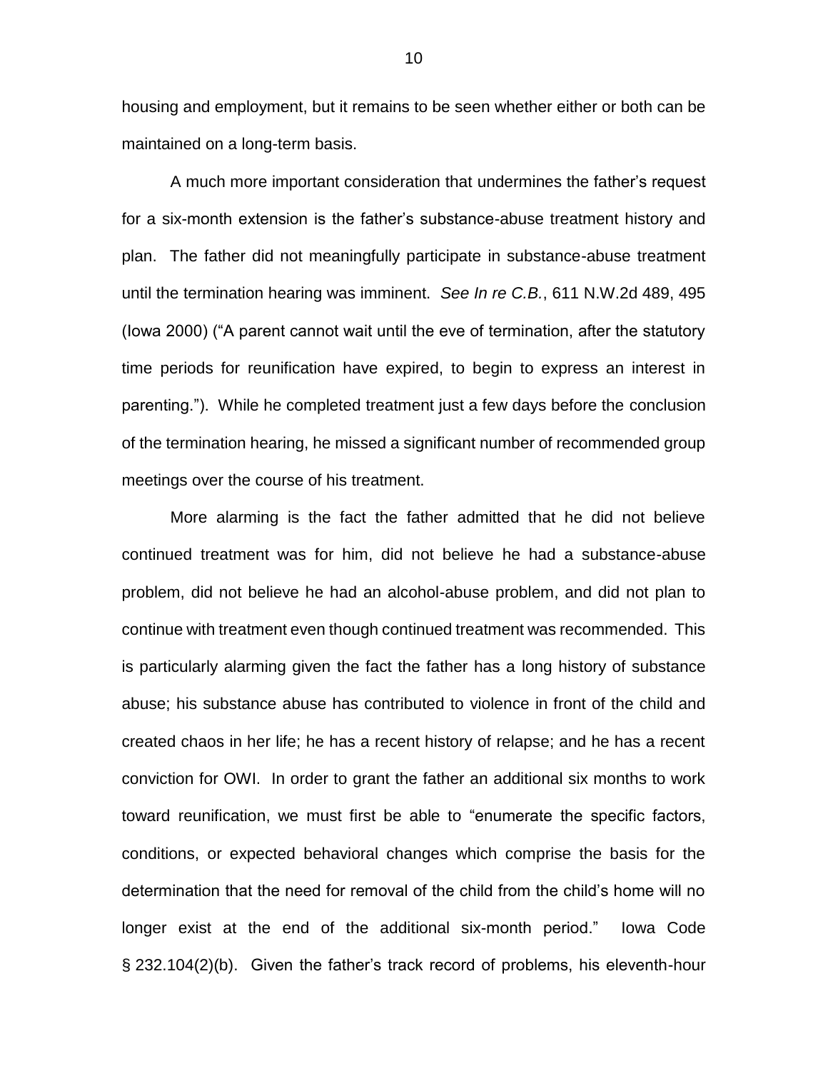housing and employment, but it remains to be seen whether either or both can be maintained on a long-term basis.

A much more important consideration that undermines the father's request for a six-month extension is the father's substance-abuse treatment history and plan. The father did not meaningfully participate in substance-abuse treatment until the termination hearing was imminent. *See In re C.B.*, 611 N.W.2d 489, 495 (Iowa 2000) ("A parent cannot wait until the eve of termination, after the statutory time periods for reunification have expired, to begin to express an interest in parenting."). While he completed treatment just a few days before the conclusion of the termination hearing, he missed a significant number of recommended group meetings over the course of his treatment.

More alarming is the fact the father admitted that he did not believe continued treatment was for him, did not believe he had a substance-abuse problem, did not believe he had an alcohol-abuse problem, and did not plan to continue with treatment even though continued treatment was recommended. This is particularly alarming given the fact the father has a long history of substance abuse; his substance abuse has contributed to violence in front of the child and created chaos in her life; he has a recent history of relapse; and he has a recent conviction for OWI. In order to grant the father an additional six months to work toward reunification, we must first be able to "enumerate the specific factors, conditions, or expected behavioral changes which comprise the basis for the determination that the need for removal of the child from the child's home will no longer exist at the end of the additional six-month period." Iowa Code § 232.104(2)(b). Given the father's track record of problems, his eleventh-hour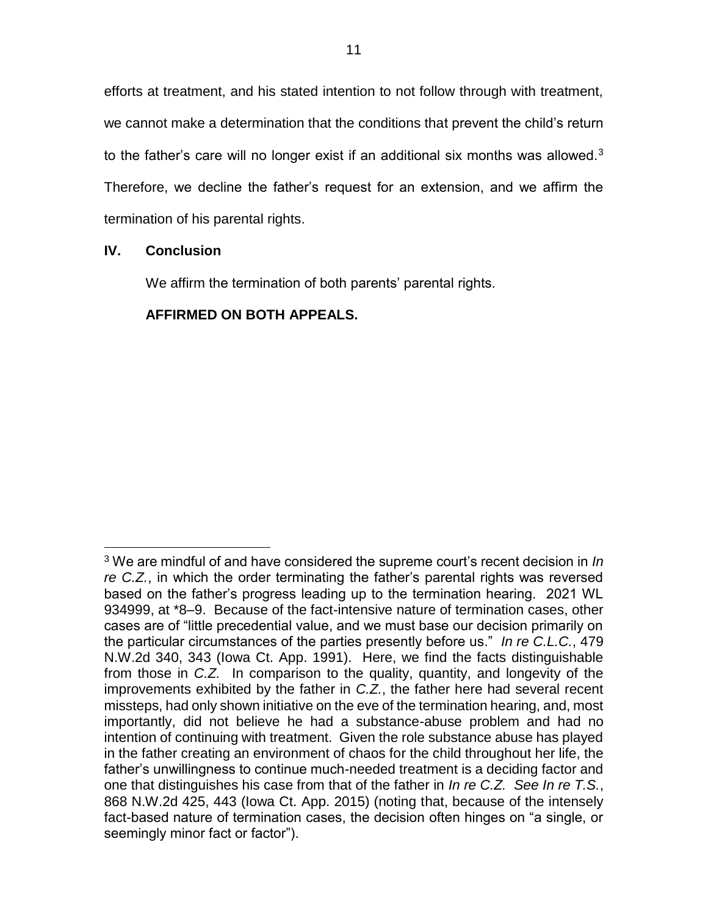efforts at treatment, and his stated intention to not follow through with treatment, we cannot make a determination that the conditions that prevent the child's return to the father's care will no longer exist if an additional six months was allowed.[3] Therefore, we decline the father's request for an extension, and we affirm the termination of his parental rights.

## IV. Conclusion

We affirm the termination of both parents' parental rights.

**AFFIRMED ON BOTH APPEALS.**

---

[3] We are mindful of and have considered the supreme court's recent decision in *In re C.Z.*, in which the order terminating the father's parental rights was reversed based on the father's progress leading up to the termination hearing. 2021 WL 934999, at *8–9. Because of the fact-intensive nature of termination cases, other cases are of "little precedential value, and we must base our decision primarily on the particular circumstances of the parties presently before us." *In re C.L.C.*, 479 N.W.2d 340, 343 (Iowa Ct. App. 1991). Here, we find the facts distinguishable from those in *C.Z.* In comparison to the quality, quantity, and longevity of the improvements exhibited by the father in *C.Z.*, the father here had several recent missteps, had only shown initiative on the eve of the termination hearing, and, most importantly, did not believe he had a substance-abuse problem and had no intention of continuing with treatment. Given the role substance abuse has played in the father creating an environment of chaos for the child throughout her life, the father's unwillingness to continue much-needed treatment is a deciding factor and one that distinguishes his case from that of the father in *In re C.Z. See In re T.S.*, 868 N.W.2d 425, 443 (Iowa Ct. App. 2015) (noting that, because of the intensely fact-based nature of termination cases, the decision often hinges on "a single, or seemingly minor fact or factor").